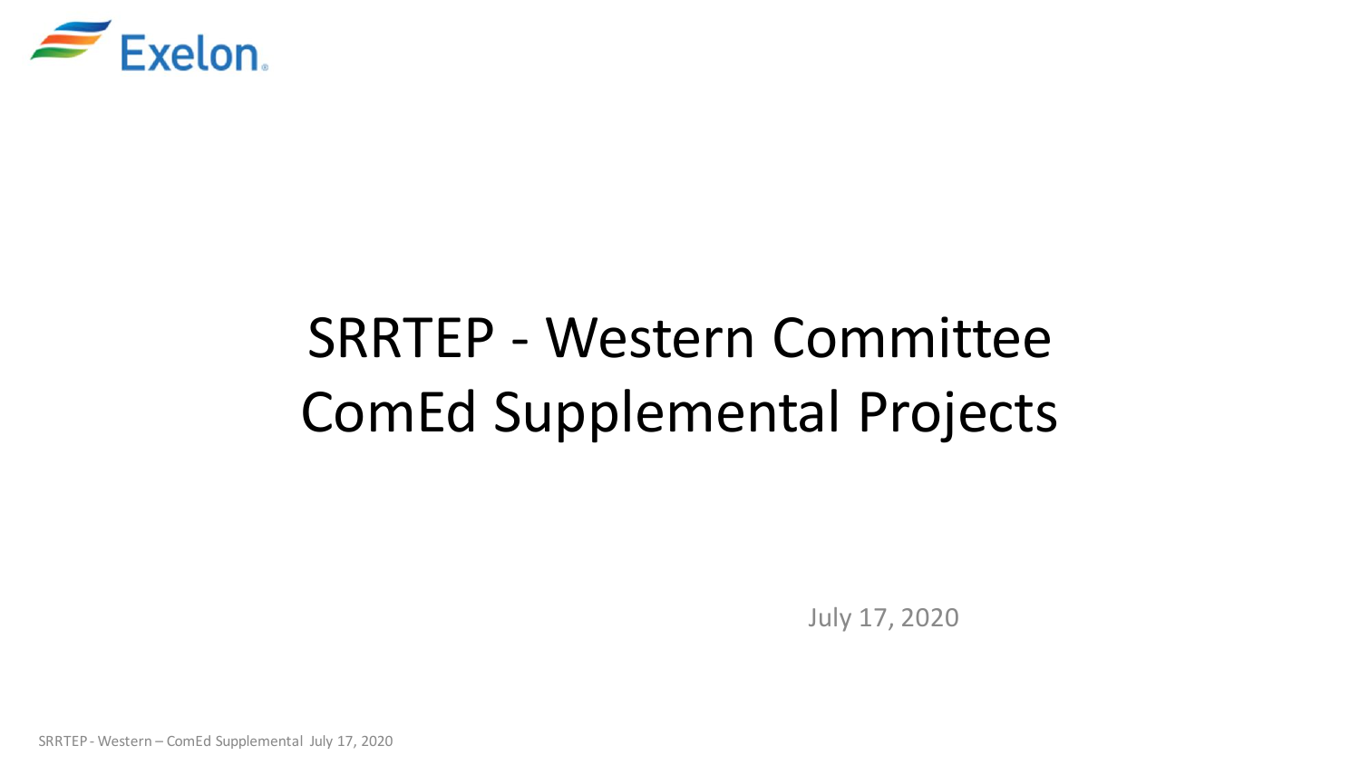# SRRTEP - Western Committee
# ComEd Supplemental Projects

July 17, 2020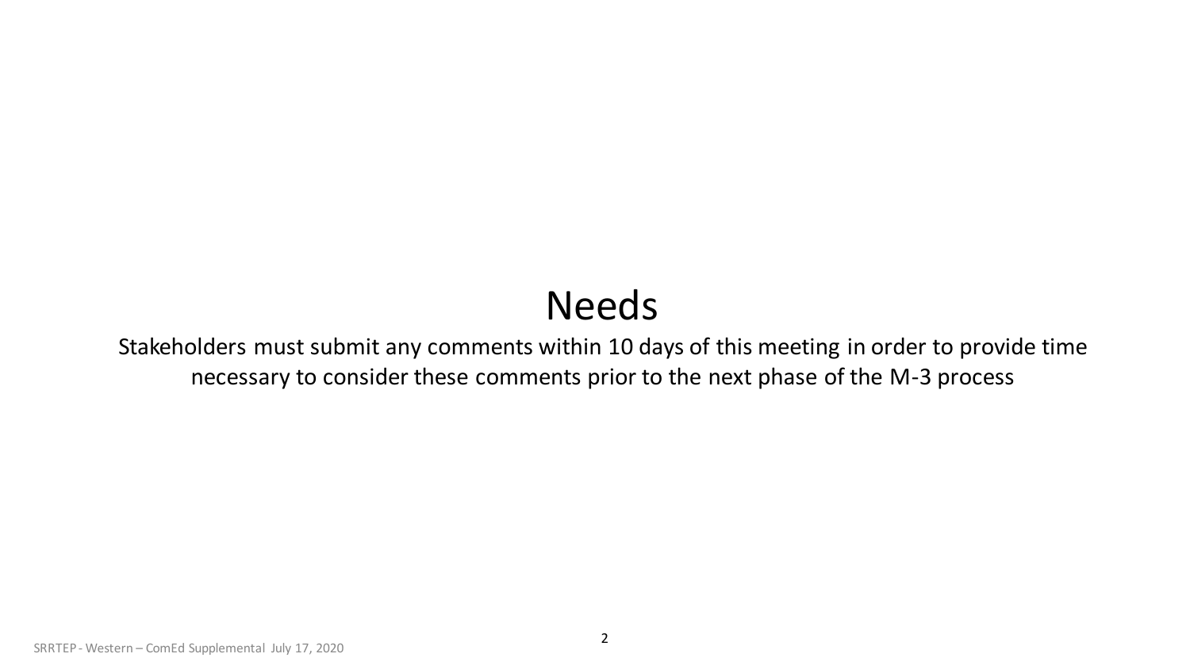# Needs

Stakeholders must submit any comments within 10 days of this meeting in order to provide time necessary to consider these comments prior to the next phase of the M-3 process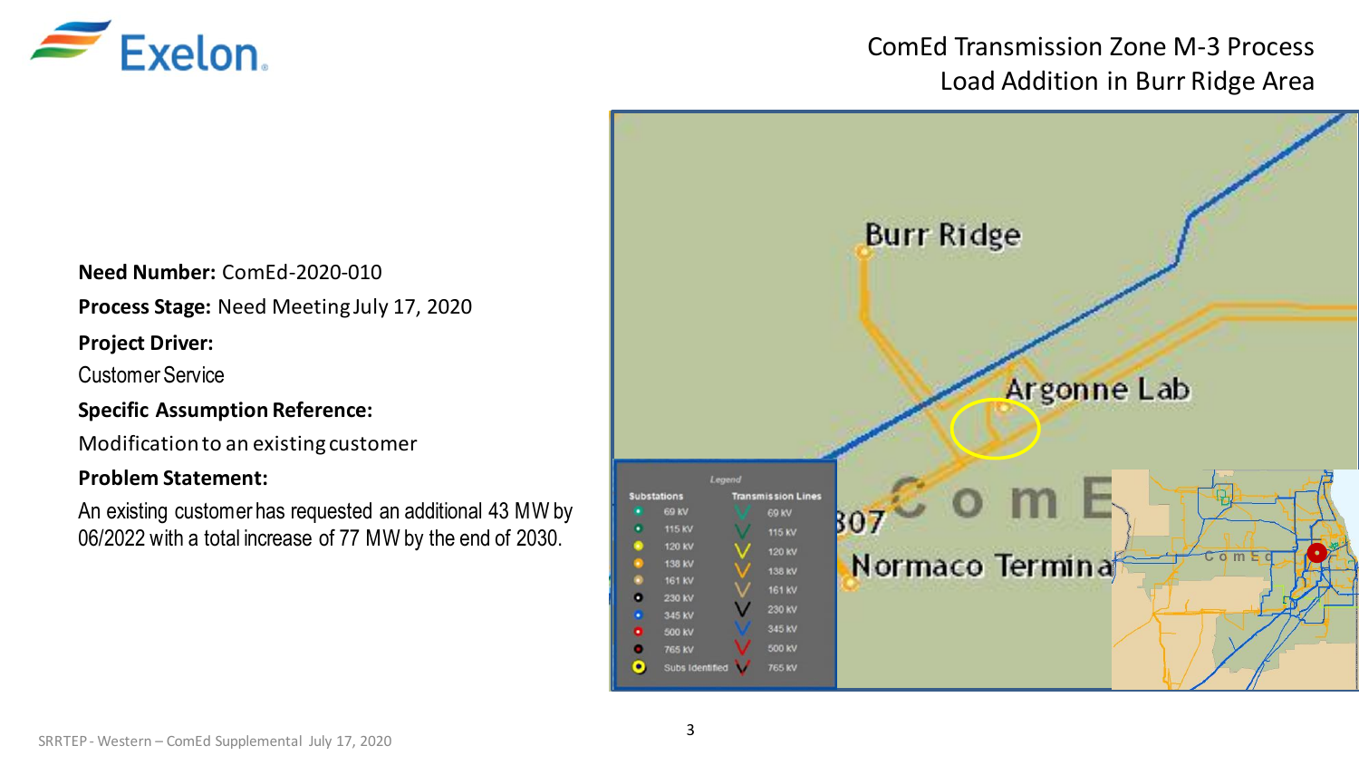# ComEd Transmission Zone M-3 Process
## Load Addition in Burr Ridge Area

**Need Number:** ComEd-2020-010

**Process Stage:** Need Meeting July 17, 2020

**Project Driver:**

Customer Service

**Specific Assumption Reference:**

Modification to an existing customer

**Problem Statement:**

An existing customer has requested an additional 43 MW by 06/2022 with a total increase of 77 MW by the end of 2030.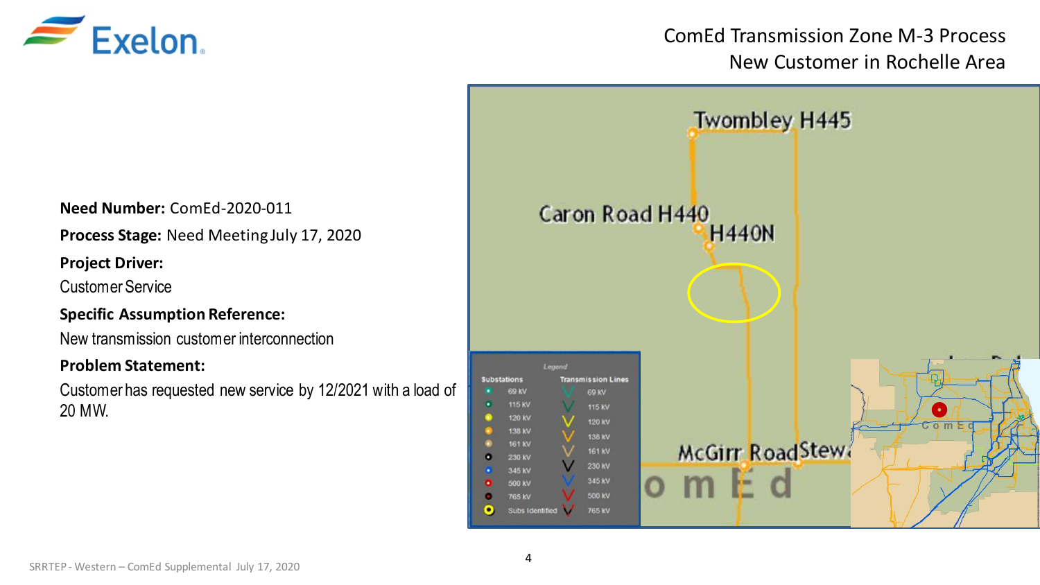# ComEd Transmission Zone M-3 Process
## New Customer in Rochelle Area

**Need Number:** ComEd-2020-011

**Process Stage:** Need Meeting July 17, 2020

**Project Driver:**

Customer Service

**Specific Assumption Reference:**

New transmission customer interconnection

**Problem Statement:**

Customer has requested new service by 12/2021 with a load of 20 MW.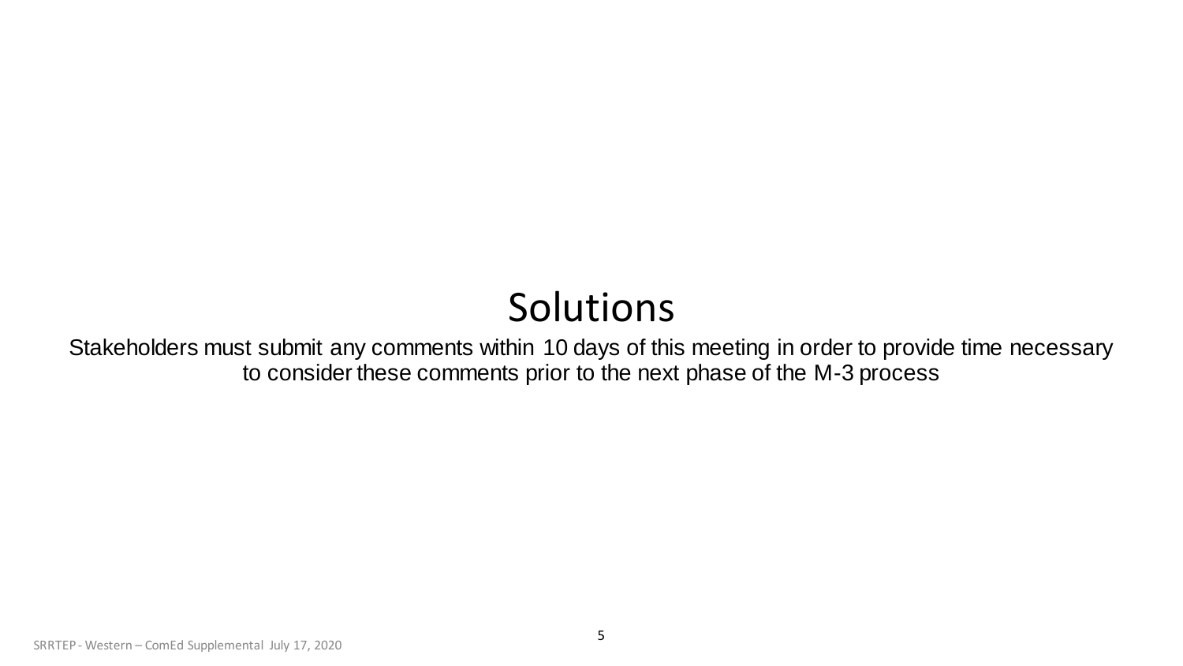# Solutions

Stakeholders must submit any comments within 10 days of this meeting in order to provide time necessary to consider these comments prior to the next phase of the M-3 process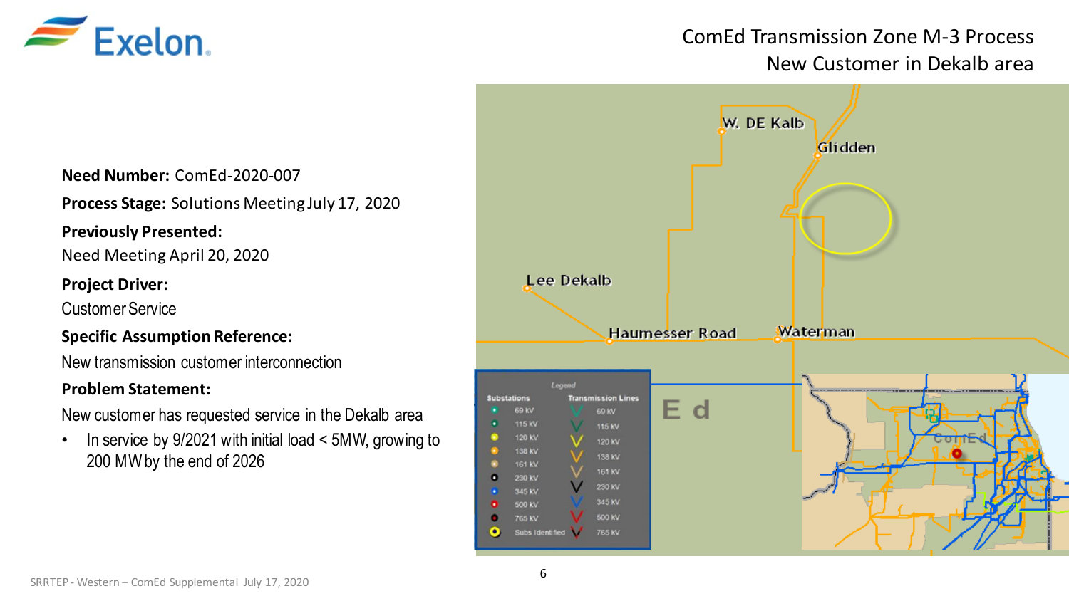# ComEd Transmission Zone M-3 Process
## New Customer in Dekalb area

**Need Number:** ComEd-2020-007

**Process Stage:** Solutions Meeting July 17, 2020

**Previously Presented:**

Need Meeting April 20, 2020

**Project Driver:**

Customer Service

**Specific Assumption Reference:**

New transmission customer interconnection

**Problem Statement:**

New customer has requested service in the Dekalb area

- In service by 9/2021 with initial load < 5MW, growing to 200 MW by the end of 2026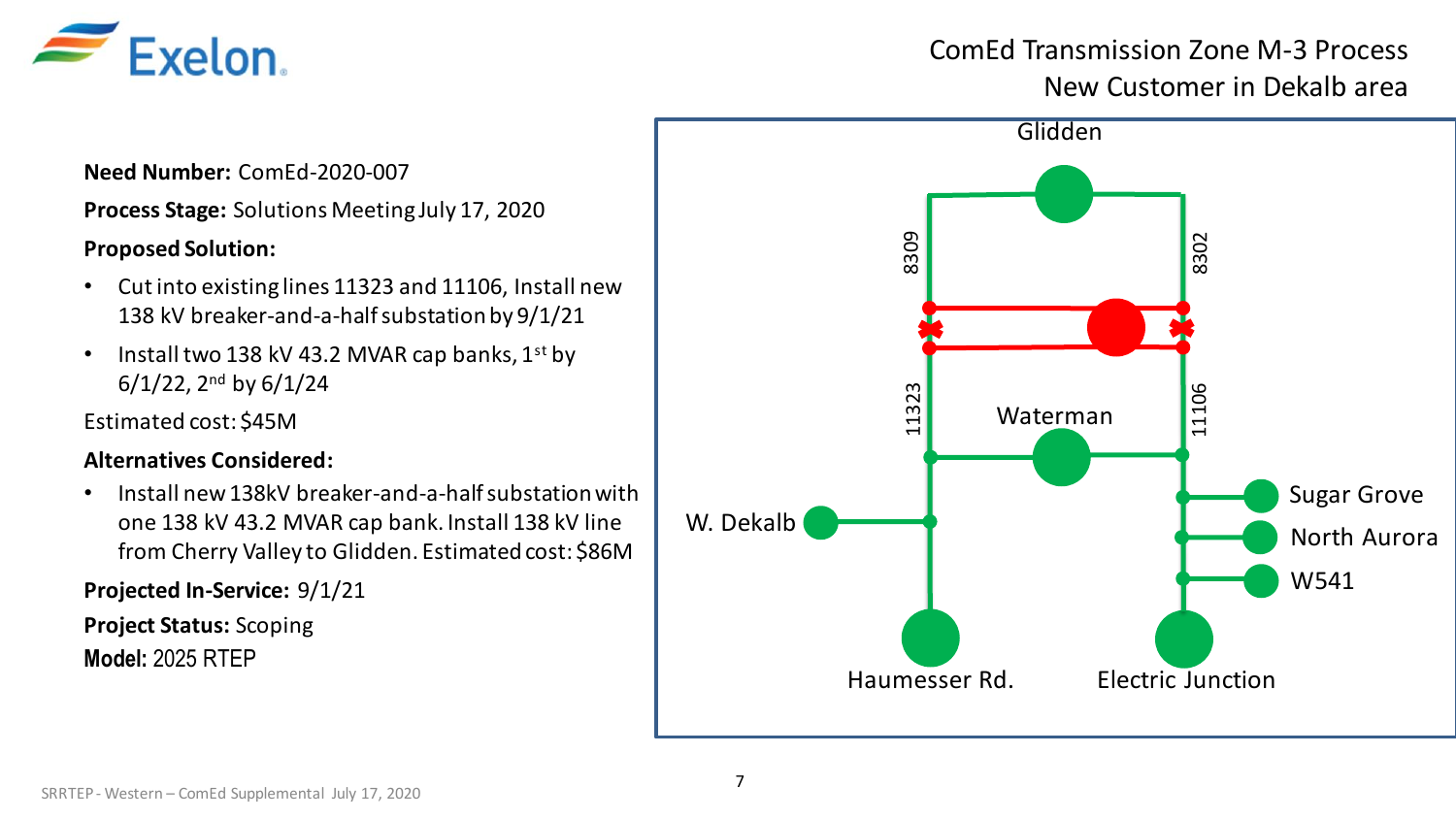# ComEd Transmission Zone M-3 Process
## New Customer in Dekalb area

**Need Number:** ComEd-2020-007

**Process Stage:** Solutions Meeting July 17, 2020

**Proposed Solution:**

- Cut into existing lines 11323 and 11106, Install new 138 kV breaker-and-a-half substation by 9/1/21
- Install two 138 kV 43.2 MVAR cap banks, 1st by 6/1/22, 2nd by 6/1/24

Estimated cost: $45M

**Alternatives Considered:**

- Install new 138kV breaker-and-a-half substation with one 138 kV 43.2 MVAR cap bank. Install 138 kV line from Cherry Valley to Glidden. Estimated cost: $86M

**Projected In-Service:** 9/1/21

**Project Status:** Scoping

**Model:** 2025 RTEP

Glidden

8309

8302

11323

11106

Waterman

W. Dekalb

Sugar Grove

North Aurora

W541

Haumesser Rd.

Electric Junction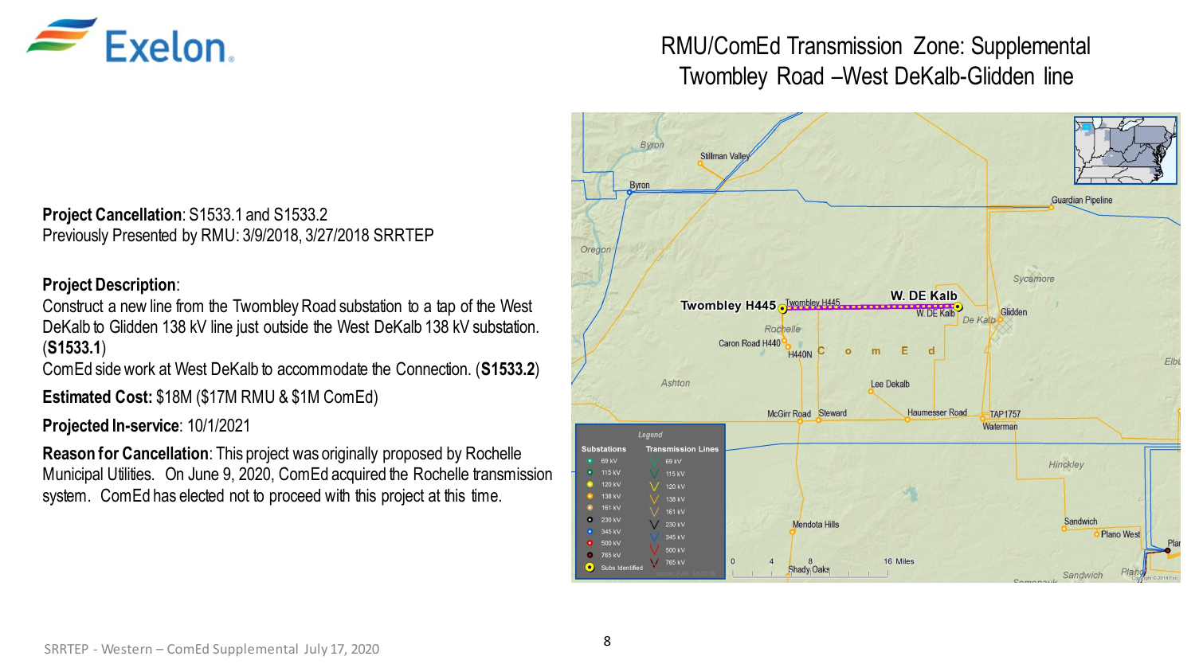# RMU/ComEd Transmission Zone: Supplemental Twombley Road –West DeKalb-Glidden line

**Project Cancellation**: S1533.1 and S1533.2
Previously Presented by RMU: 3/9/2018, 3/27/2018 SRRTEP

**Project Description**:
Construct a new line from the Twombley Road substation to a tap of the West DeKalb to Glidden 138 kV line just outside the West DeKalb 138 kV substation. (**S1533.1**)
ComEd side work at West DeKalb to accommodate the Connection. (**S1533.2**)

**Estimated Cost:** $18M ($17M RMU & $1M ComEd)

**Projected In-service**: 10/1/2021

**Reason for Cancellation**: This project was originally proposed by Rochelle Municipal Utilities. On June 9, 2020, ComEd acquired the Rochelle transmission system. ComEd has elected not to proceed with this project at this time.

SRRTEP - Western – ComEd Supplemental July 17, 2020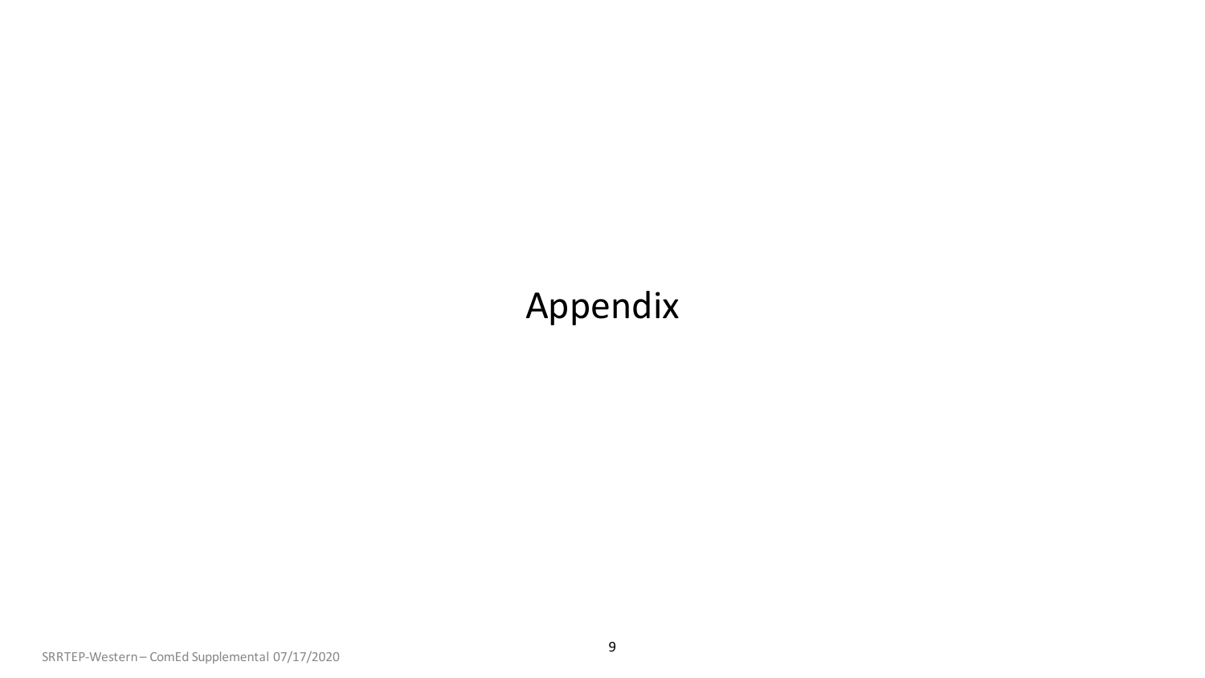# Appendix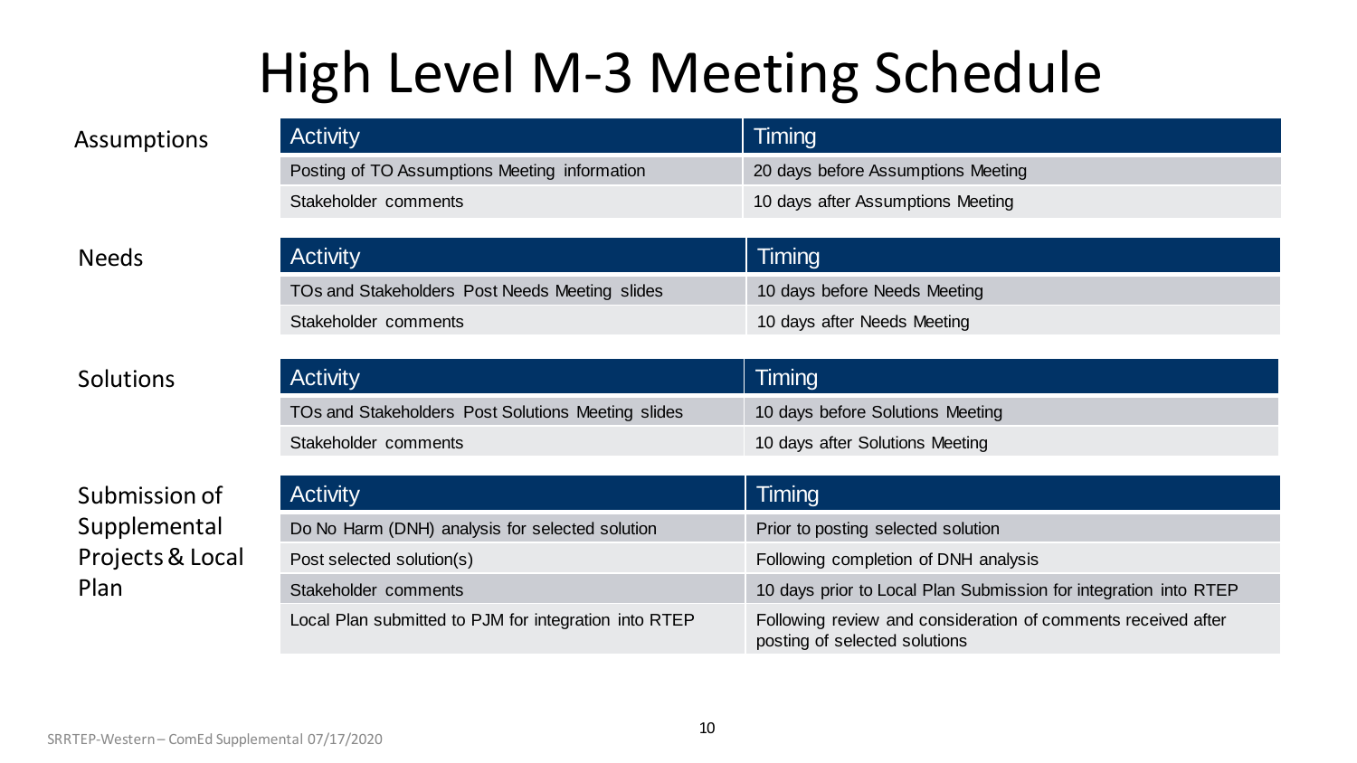# High Level M-3 Meeting Schedule

**Assumptions**

| Activity | Timing |
|---|---|
| Posting of TO Assumptions Meeting information | 20 days before Assumptions Meeting |
| Stakeholder comments | 10 days after Assumptions Meeting |

**Needs**

| Activity | Timing |
|---|---|
| TOs and Stakeholders Post Needs Meeting slides | 10 days before Needs Meeting |
| Stakeholder comments | 10 days after Needs Meeting |

**Solutions**

| Activity | Timing |
|---|---|
| TOs and Stakeholders Post Solutions Meeting slides | 10 days before Solutions Meeting |
| Stakeholder comments | 10 days after Solutions Meeting |

**Submission of Supplemental Projects & Local Plan**

| Activity | Timing |
|---|---|
| Do No Harm (DNH) analysis for selected solution | Prior to posting selected solution |
| Post selected solution(s) | Following completion of DNH analysis |
| Stakeholder comments | 10 days prior to Local Plan Submission for integration into RTEP |
| Local Plan submitted to PJM for integration into RTEP | Following review and consideration of comments received after posting of selected solutions |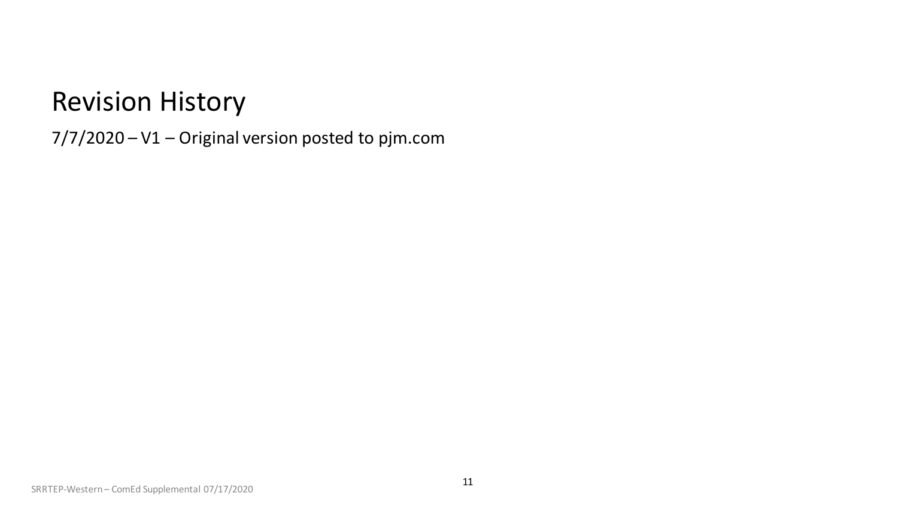# Revision History

7/7/2020 – V1 – Original version posted to pjm.com